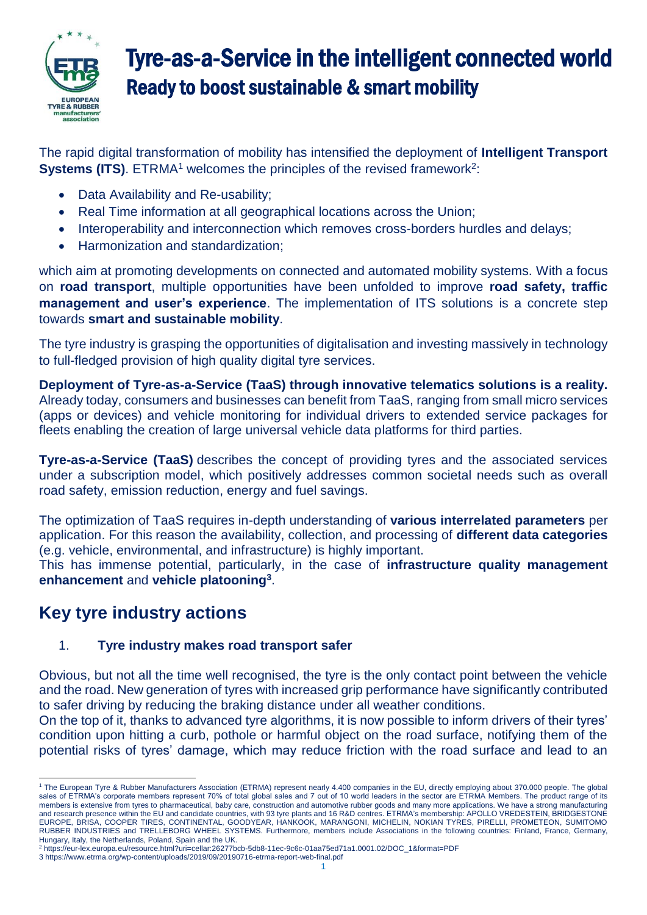# Tyre-as-a-Service in the intelligent connected world

## Ready to boost sustainable & smart mobility

The rapid digital transformation of mobility has intensified the deployment of **Intelligent Transport Systems (ITS)**. ETRMA[1] welcomes the principles of the revised framework[2]:

- Data Availability and Re-usability;
- Real Time information at all geographical locations across the Union;
- Interoperability and interconnection which removes cross-borders hurdles and delays;
- Harmonization and standardization;

which aim at promoting developments on connected and automated mobility systems. With a focus on **road transport**, multiple opportunities have been unfolded to improve **road safety, traffic management and user's experience**. The implementation of ITS solutions is a concrete step towards **smart and sustainable mobility**.

The tyre industry is grasping the opportunities of digitalisation and investing massively in technology to full-fledged provision of high quality digital tyre services.

**Deployment of Tyre-as-a-Service (TaaS) through innovative telematics solutions is a reality.** Already today, consumers and businesses can benefit from TaaS, ranging from small micro services (apps or devices) and vehicle monitoring for individual drivers to extended service packages for fleets enabling the creation of large universal vehicle data platforms for third parties.

**Tyre-as-a-Service (TaaS)** describes the concept of providing tyres and the associated services under a subscription model, which positively addresses common societal needs such as overall road safety, emission reduction, energy and fuel savings.

The optimization of TaaS requires in-depth understanding of **various interrelated parameters** per application. For this reason the availability, collection, and processing of **different data categories** (e.g. vehicle, environmental, and infrastructure) is highly important.

This has immense potential, particularly, in the case of **infrastructure quality management enhancement** and **vehicle platooning[3]**.

## Key tyre industry actions

1. **Tyre industry makes road transport safer**

Obvious, but not all the time well recognised, the tyre is the only contact point between the vehicle and the road. New generation of tyres with increased grip performance have significantly contributed to safer driving by reducing the braking distance under all weather conditions.

On the top of it, thanks to advanced tyre algorithms, it is now possible to inform drivers of their tyres' condition upon hitting a curb, pothole or harmful object on the road surface, notifying them of the potential risks of tyres' damage, which may reduce friction with the road surface and lead to an

---

[1] The European Tyre & Rubber Manufacturers Association (ETRMA) represent nearly 4.400 companies in the EU, directly employing about 370.000 people. The global sales of ETRMA's corporate members represent 70% of total global sales and 7 out of 10 world leaders in the sector are ETRMA Members. The product range of its members is extensive from tyres to pharmaceutical, baby care, construction and automotive rubber goods and many more applications. We have a strong manufacturing and research presence within the EU and candidate countries, with 93 tyre plants and 16 R&D centres. ETRMA's membership: APOLLO VREDESTEIN, BRIDGESTONE EUROPE, BRISA, COOPER TIRES, CONTINENTAL, GOODYEAR, HANKOOK, MARANGONI, MICHELIN, NOKIAN TYRES, PIRELLI, PROMETEON, SUMITOMO RUBBER INDUSTRIES and TRELLEBORG WHEEL SYSTEMS. Furthermore, members include Associations in the following countries: Finland, France, Germany, Hungary, Italy, the Netherlands, Poland, Spain and the UK.

[2] https://eur-lex.europa.eu/resource.html?uri=cellar:26277bcb-5db8-11ec-9c6c-01aa75ed71a1.0001.02/DOC_1&format=PDF

[3] https://www.etrma.org/wp-content/uploads/2019/09/20190716-etrma-report-web-final.pdf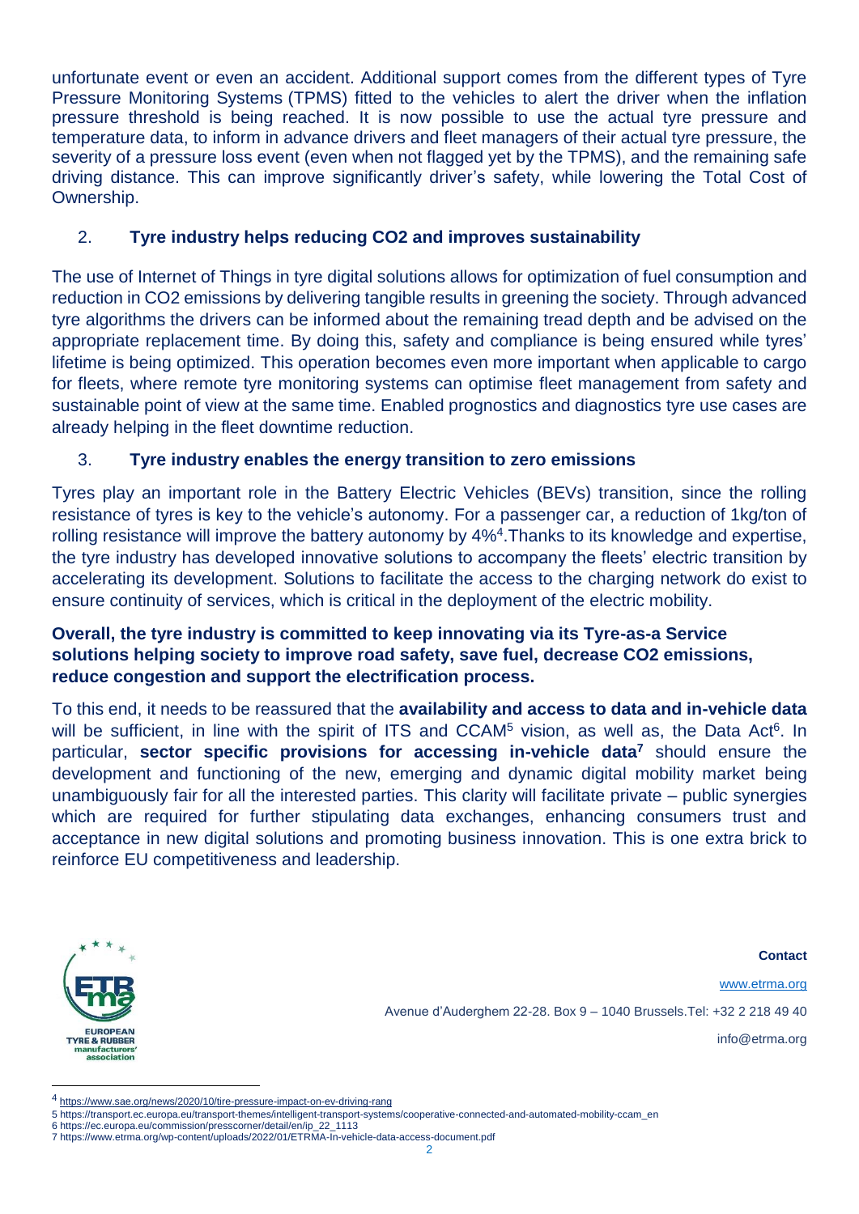unfortunate event or even an accident. Additional support comes from the different types of Tyre Pressure Monitoring Systems (TPMS) fitted to the vehicles to alert the driver when the inflation pressure threshold is being reached. It is now possible to use the actual tyre pressure and temperature data, to inform in advance drivers and fleet managers of their actual tyre pressure, the severity of a pressure loss event (even when not flagged yet by the TPMS), and the remaining safe driving distance. This can improve significantly driver's safety, while lowering the Total Cost of Ownership.

## 2. **Tyre industry helps reducing CO2 and improves sustainability**

The use of Internet of Things in tyre digital solutions allows for optimization of fuel consumption and reduction in CO2 emissions by delivering tangible results in greening the society. Through advanced tyre algorithms the drivers can be informed about the remaining tread depth and be advised on the appropriate replacement time. By doing this, safety and compliance is being ensured while tyres' lifetime is being optimized. This operation becomes even more important when applicable to cargo for fleets, where remote tyre monitoring systems can optimise fleet management from safety and sustainable point of view at the same time. Enabled prognostics and diagnostics tyre use cases are already helping in the fleet downtime reduction.

## 3. **Tyre industry enables the energy transition to zero emissions**

Tyres play an important role in the Battery Electric Vehicles (BEVs) transition, since the rolling resistance of tyres is key to the vehicle's autonomy. For a passenger car, a reduction of 1kg/ton of rolling resistance will improve the battery autonomy by 4%[4].Thanks to its knowledge and expertise, the tyre industry has developed innovative solutions to accompany the fleets' electric transition by accelerating its development. Solutions to facilitate the access to the charging network do exist to ensure continuity of services, which is critical in the deployment of the electric mobility.

**Overall, the tyre industry is committed to keep innovating via its Tyre-as-a Service solutions helping society to improve road safety, save fuel, decrease CO2 emissions, reduce congestion and support the electrification process.**

To this end, it needs to be reassured that the **availability and access to data and in-vehicle data** will be sufficient, in line with the spirit of ITS and CCAM[5] vision, as well as, the Data Act[6]. In particular, **sector specific provisions for accessing in-vehicle data[7]** should ensure the development and functioning of the new, emerging and dynamic digital mobility market being unambiguously fair for all the interested parties. This clarity will facilitate private – public synergies which are required for further stipulating data exchanges, enhancing consumers trust and acceptance in new digital solutions and promoting business innovation. This is one extra brick to reinforce EU competitiveness and leadership.

EUROPEAN TYRE & RUBBER manufacturers' association

**Contact**

www.etrma.org

Avenue d'Auderghem 22-28. Box 9 – 1040 Brussels.Tel: +32 2 218 49 40

info@etrma.org

[4] https://www.sae.org/news/2020/10/tire-pressure-impact-on-ev-driving-rang
[5] https://transport.ec.europa.eu/transport-themes/intelligent-transport-systems/cooperative-connected-and-automated-mobility-ccam_en
[6] https://ec.europa.eu/commission/presscorner/detail/en/ip_22_1113
[7] https://www.etrma.org/wp-content/uploads/2022/01/ETRMA-In-vehicle-data-access-document.pdf